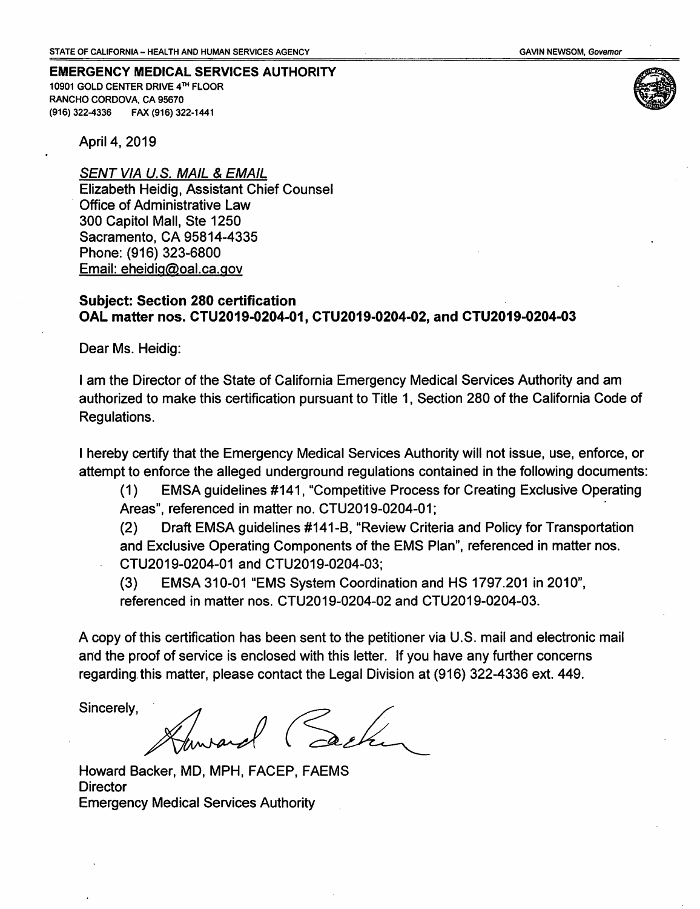STATE OF CALIFORNIA – HEALTH AND HUMAN SERVICES AGENCY

GAVIN NEWSOM, *Governor*

**EMERGENCY MEDICAL SERVICES AUTHORITY**
10901 GOLD CENTER DRIVE 4TH FLOOR
RANCHO CORDOVA, CA 95670
(916) 322-4336 FAX (916) 322-1441

April 4, 2019

*SENT VIA U.S. MAIL & EMAIL*
Elizabeth Heidig, Assistant Chief Counsel
Office of Administrative Law
300 Capitol Mall, Ste 1250
Sacramento, CA 95814-4335
Phone: (916) 323-6800
Email: eheidig@oal.ca.gov

**Subject: Section 280 certification**
**OAL matter nos. CTU2019-0204-01, CTU2019-0204-02, and CTU2019-0204-03**

Dear Ms. Heidig:

I am the Director of the State of California Emergency Medical Services Authority and am authorized to make this certification pursuant to Title 1, Section 280 of the California Code of Regulations.

I hereby certify that the Emergency Medical Services Authority will not issue, use, enforce, or attempt to enforce the alleged underground regulations contained in the following documents:

(1) EMSA guidelines #141, "Competitive Process for Creating Exclusive Operating Areas", referenced in matter no. CTU2019-0204-01;

(2) Draft EMSA guidelines #141-B, "Review Criteria and Policy for Transportation and Exclusive Operating Components of the EMS Plan", referenced in matter nos. CTU2019-0204-01 and CTU2019-0204-03;

(3) EMSA 310-01 "EMS System Coordination and HS 1797.201 in 2010", referenced in matter nos. CTU2019-0204-02 and CTU2019-0204-03.

A copy of this certification has been sent to the petitioner via U.S. mail and electronic mail and the proof of service is enclosed with this letter. If you have any further concerns regarding this matter, please contact the Legal Division at (916) 322-4336 ext. 449.

Sincerely,

Howard Backer, MD, MPH, FACEP, FAEMS
Director
Emergency Medical Services Authority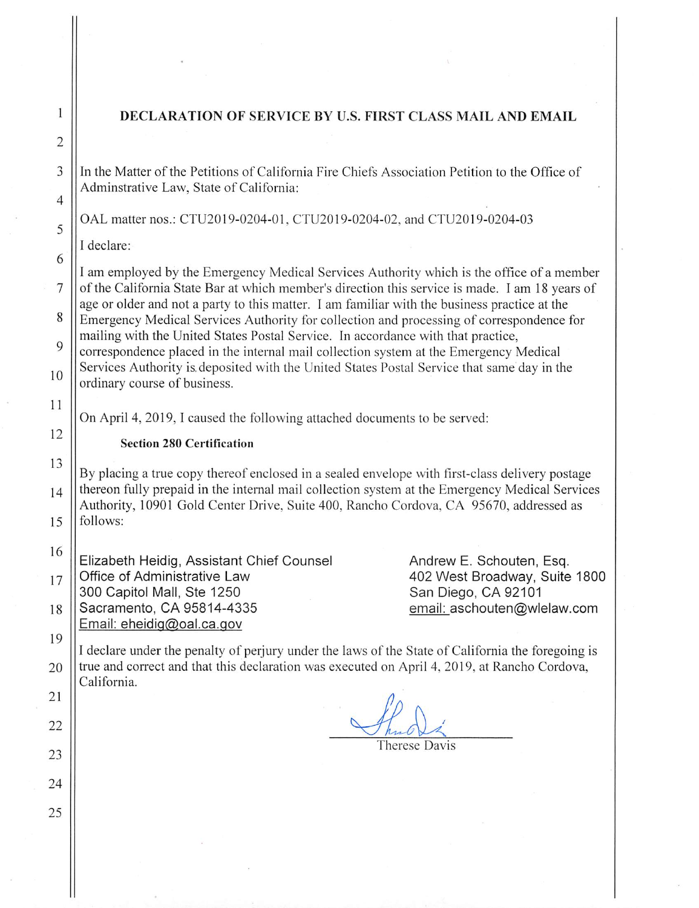# DECLARATION OF SERVICE BY U.S. FIRST CLASS MAIL AND EMAIL

In the Matter of the Petitions of California Fire Chiefs Association Petition to the Office of Adminstrative Law, State of California:

OAL matter nos.: CTU2019-0204-01, CTU2019-0204-02, and CTU2019-0204-03

I declare:

I am employed by the Emergency Medical Services Authority which is the office of a member of the California State Bar at which member's direction this service is made. I am 18 years of age or older and not a party to this matter. I am familiar with the business practice at the Emergency Medical Services Authority for collection and processing of correspondence for mailing with the United States Postal Service. In accordance with that practice, correspondence placed in the internal mail collection system at the Emergency Medical Services Authority is deposited with the United States Postal Service that same day in the ordinary course of business.

On April 4, 2019, I caused the following attached documents to be served:

**Section 280 Certification**

By placing a true copy thereof enclosed in a sealed envelope with first-class delivery postage thereon fully prepaid in the internal mail collection system at the Emergency Medical Services Authority, 10901 Gold Center Drive, Suite 400, Rancho Cordova, CA 95670, addressed as follows:

Elizabeth Heidig, Assistant Chief Counsel
Office of Administrative Law
300 Capitol Mall, Ste 1250
Sacramento, CA 95814-4335
Email: eheidig@oal.ca.gov

Andrew E. Schouten, Esq.
402 West Broadway, Suite 1800
San Diego, CA 92101
email: aschouten@wlelaw.com

I declare under the penalty of perjury under the laws of the State of California the foregoing is true and correct and that this declaration was executed on April 4, 2019, at Rancho Cordova, California.

Therese Davis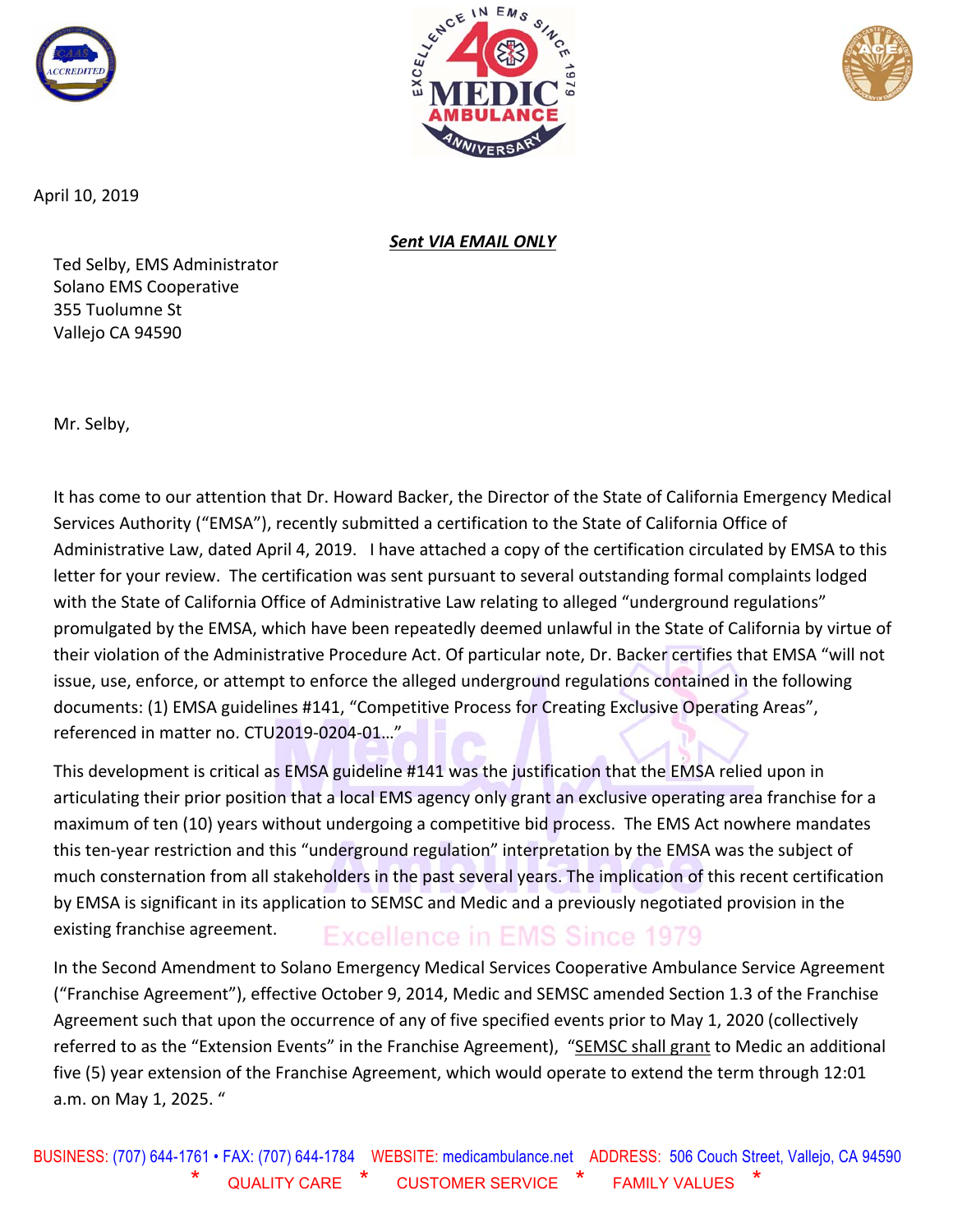April 10, 2019

***Sent VIA EMAIL ONLY***

Ted Selby, EMS Administrator
Solano EMS Cooperative
355 Tuolumne St
Vallejo CA 94590

Mr. Selby,

It has come to our attention that Dr. Howard Backer, the Director of the State of California Emergency Medical Services Authority ("EMSA"), recently submitted a certification to the State of California Office of Administrative Law, dated April 4, 2019. I have attached a copy of the certification circulated by EMSA to this letter for your review. The certification was sent pursuant to several outstanding formal complaints lodged with the State of California Office of Administrative Law relating to alleged "underground regulations" promulgated by the EMSA, which have been repeatedly deemed unlawful in the State of California by virtue of their violation of the Administrative Procedure Act. Of particular note, Dr. Backer certifies that EMSA "will not issue, use, enforce, or attempt to enforce the alleged underground regulations contained in the following documents: (1) EMSA guidelines #141, "Competitive Process for Creating Exclusive Operating Areas", referenced in matter no. CTU2019-0204-01…"

This development is critical as EMSA guideline #141 was the justification that the EMSA relied upon in articulating their prior position that a local EMS agency only grant an exclusive operating area franchise for a maximum of ten (10) years without undergoing a competitive bid process. The EMS Act nowhere mandates this ten-year restriction and this "underground regulation" interpretation by the EMSA was the subject of much consternation from all stakeholders in the past several years. The implication of this recent certification by EMSA is significant in its application to SEMSC and Medic and a previously negotiated provision in the existing franchise agreement.

In the Second Amendment to Solano Emergency Medical Services Cooperative Ambulance Service Agreement ("Franchise Agreement"), effective October 9, 2014, Medic and SEMSC amended Section 1.3 of the Franchise Agreement such that upon the occurrence of any of five specified events prior to May 1, 2020 (collectively referred to as the "Extension Events" in the Franchise Agreement), "<u>SEMSC shall grant</u> to Medic an additional five (5) year extension of the Franchise Agreement, which would operate to extend the term through 12:01 a.m. on May 1, 2025. "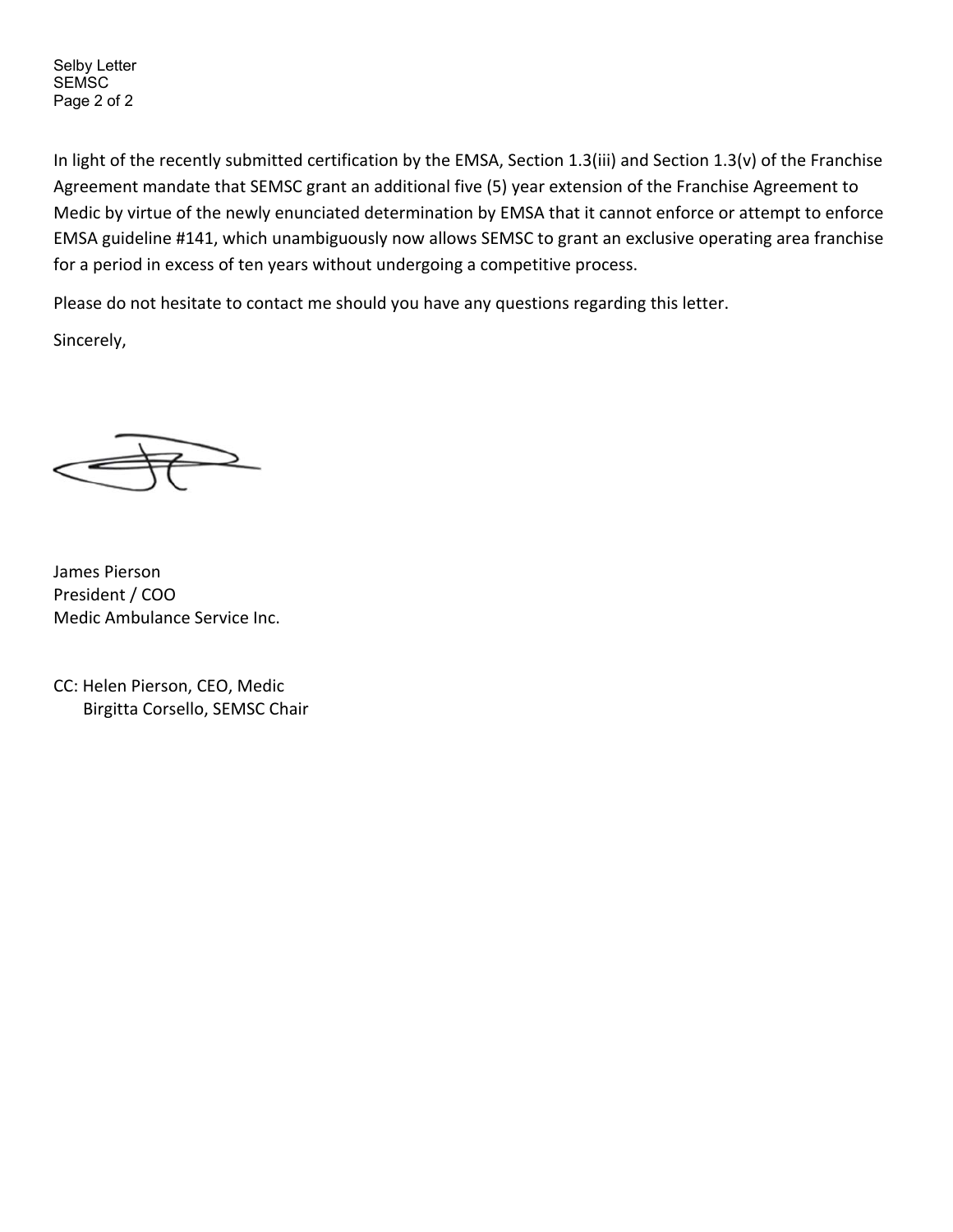In light of the recently submitted certification by the EMSA, Section 1.3(iii) and Section 1.3(v) of the Franchise Agreement mandate that SEMSC grant an additional five (5) year extension of the Franchise Agreement to Medic by virtue of the newly enunciated determination by EMSA that it cannot enforce or attempt to enforce EMSA guideline #141, which unambiguously now allows SEMSC to grant an exclusive operating area franchise for a period in excess of ten years without undergoing a competitive process.

Please do not hesitate to contact me should you have any questions regarding this letter.

Sincerely,

James Pierson
President / COO
Medic Ambulance Service Inc.

CC: Helen Pierson, CEO, Medic
Birgitta Corsello, SEMSC Chair